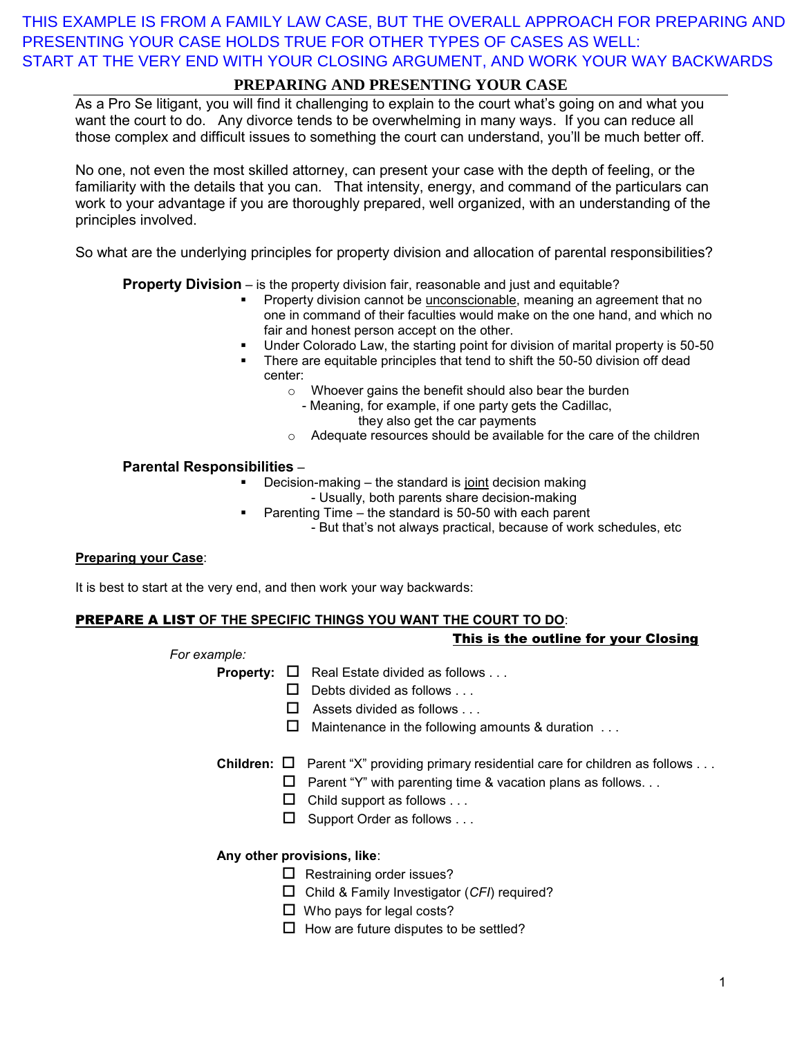THIS EXAMPLE IS FROM A FAMILY LAW CASE, BUT THE OVERALL APPROACH FOR PREPARING AND PRESENTING YOUR CASE HOLDS TRUE FOR OTHER TYPES OF CASES AS WELL:
START AT THE VERY END WITH YOUR CLOSING ARGUMENT, AND WORK YOUR WAY BACKWARDS

# PREPARING AND PRESENTING YOUR CASE

As a Pro Se litigant, you will find it challenging to explain to the court what's going on and what you want the court to do. Any divorce tends to be overwhelming in many ways. If you can reduce all those complex and difficult issues to something the court can understand, you'll be much better off.

No one, not even the most skilled attorney, can present your case with the depth of feeling, or the familiarity with the details that you can. That intensity, energy, and command of the particulars can work to your advantage if you are thoroughly prepared, well organized, with an understanding of the principles involved.

So what are the underlying principles for property division and allocation of parental responsibilities?

**Property Division** – is the property division fair, reasonable and just and equitable?

- Property division cannot be <u>unconscionable</u>, meaning an agreement that no one in command of their faculties would make on the one hand, and which no fair and honest person accept on the other.
- Under Colorado Law, the starting point for division of marital property is 50-50
- There are equitable principles that tend to shift the 50-50 division off dead center:
  - Whoever gains the benefit should also bear the burden
    - Meaning, for example, if one party gets the Cadillac, they also get the car payments
  - Adequate resources should be available for the care of the children

**Parental Responsibilities** –

- Decision-making – the standard is <u>joint</u> decision making
  - Usually, both parents share decision-making
- Parenting Time – the standard is 50-50 with each parent
  - But that's not always practical, because of work schedules, etc

**<u>Preparing your Case</u>**:

It is best to start at the very end, and then work your way backwards:

**<u>PREPARE A LIST OF THE SPECIFIC THINGS YOU WANT THE COURT TO DO</u>**:

**<u>This is the outline for your Closing</u>**

*For example:*

**Property:**
- ☐ Real Estate divided as follows . . .
- ☐ Debts divided as follows . . .
- ☐ Assets divided as follows . . .
- ☐ Maintenance in the following amounts & duration . . .

**Children:**
- ☐ Parent "X" providing primary residential care for children as follows . . .
- ☐ Parent "Y" with parenting time & vacation plans as follows. . .
- ☐ Child support as follows . . .
- ☐ Support Order as follows . . .

**Any other provisions, like**:
- ☐ Restraining order issues?
- ☐ Child & Family Investigator (*CFI*) required?
- ☐ Who pays for legal costs?
- ☐ How are future disputes to be settled?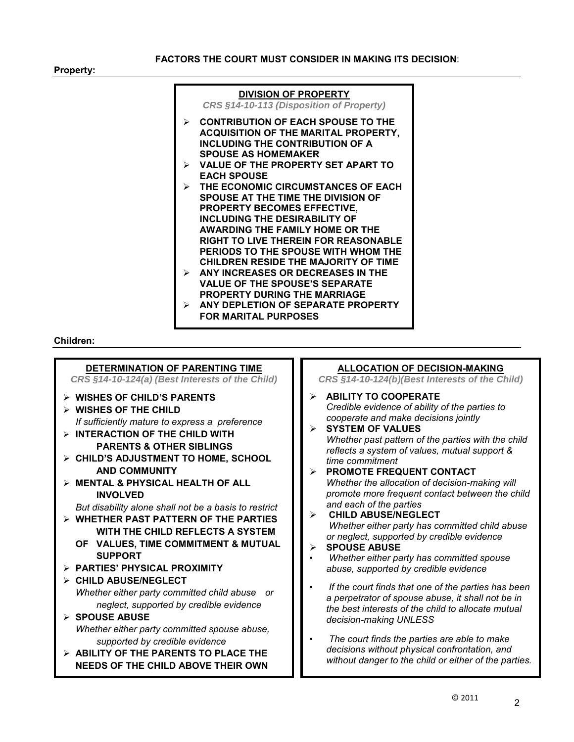**FACTORS THE COURT MUST CONSIDER IN MAKING ITS DECISION**:

**Property:**

**DIVISION OF PROPERTY**

*CRS §14-10-113 (Disposition of Property)*

- **CONTRIBUTION OF EACH SPOUSE TO THE ACQUISITION OF THE MARITAL PROPERTY, INCLUDING THE CONTRIBUTION OF A SPOUSE AS HOMEMAKER**
- **VALUE OF THE PROPERTY SET APART TO EACH SPOUSE**
- **THE ECONOMIC CIRCUMSTANCES OF EACH SPOUSE AT THE TIME THE DIVISION OF PROPERTY BECOMES EFFECTIVE, INCLUDING THE DESIRABILITY OF AWARDING THE FAMILY HOME OR THE RIGHT TO LIVE THEREIN FOR REASONABLE PERIODS TO THE SPOUSE WITH WHOM THE CHILDREN RESIDE THE MAJORITY OF TIME**
- **ANY INCREASES OR DECREASES IN THE VALUE OF THE SPOUSE'S SEPARATE PROPERTY DURING THE MARRIAGE**
- **ANY DEPLETION OF SEPARATE PROPERTY FOR MARITAL PURPOSES**

**Children:**

**DETERMINATION OF PARENTING TIME**

*CRS §14-10-124(a) (Best Interests of the Child)*

- **WISHES OF CHILD'S PARENTS**
- **WISHES OF THE CHILD**
  *If sufficiently mature to express a preference*
- **INTERACTION OF THE CHILD WITH PARENTS & OTHER SIBLINGS**
- **CHILD'S ADJUSTMENT TO HOME, SCHOOL AND COMMUNITY**
- **MENTAL & PHYSICAL HEALTH OF ALL INVOLVED**
  *But disability alone shall not be a basis to restrict*
- **WHETHER PAST PATTERN OF THE PARTIES WITH THE CHILD REFLECTS A SYSTEM OF VALUES, TIME COMMITMENT & MUTUAL SUPPORT**
- **PARTIES' PHYSICAL PROXIMITY**
- **CHILD ABUSE/NEGLECT**
  *Whether either party committed child abuse or neglect, supported by credible evidence*
- **SPOUSE ABUSE**
  *Whether either party committed spouse abuse, supported by credible evidence*
- **ABILITY OF THE PARENTS TO PLACE THE NEEDS OF THE CHILD ABOVE THEIR OWN**

**ALLOCATION OF DECISION-MAKING**

*CRS §14-10-124(b)(Best Interests of the Child)*

- **ABILITY TO COOPERATE**
  *Credible evidence of ability of the parties to cooperate and make decisions jointly*
- **SYSTEM OF VALUES**
  *Whether past pattern of the parties with the child reflects a system of values, mutual support & time commitment*
- **PROMOTE FREQUENT CONTACT**
  *Whether the allocation of decision-making will promote more frequent contact between the child and each of the parties*
- **CHILD ABUSE/NEGLECT**
  *Whether either party has committed child abuse or neglect, supported by credible evidence*
- **SPOUSE ABUSE**
- *Whether either party has committed spouse abuse, supported by credible evidence*
- *If the court finds that one of the parties has been a perpetrator of spouse abuse, it shall not be in the best interests of the child to allocate mutual decision-making UNLESS*
- *The court finds the parties are able to make decisions without physical confrontation, and without danger to the child or either of the parties.*

© 2011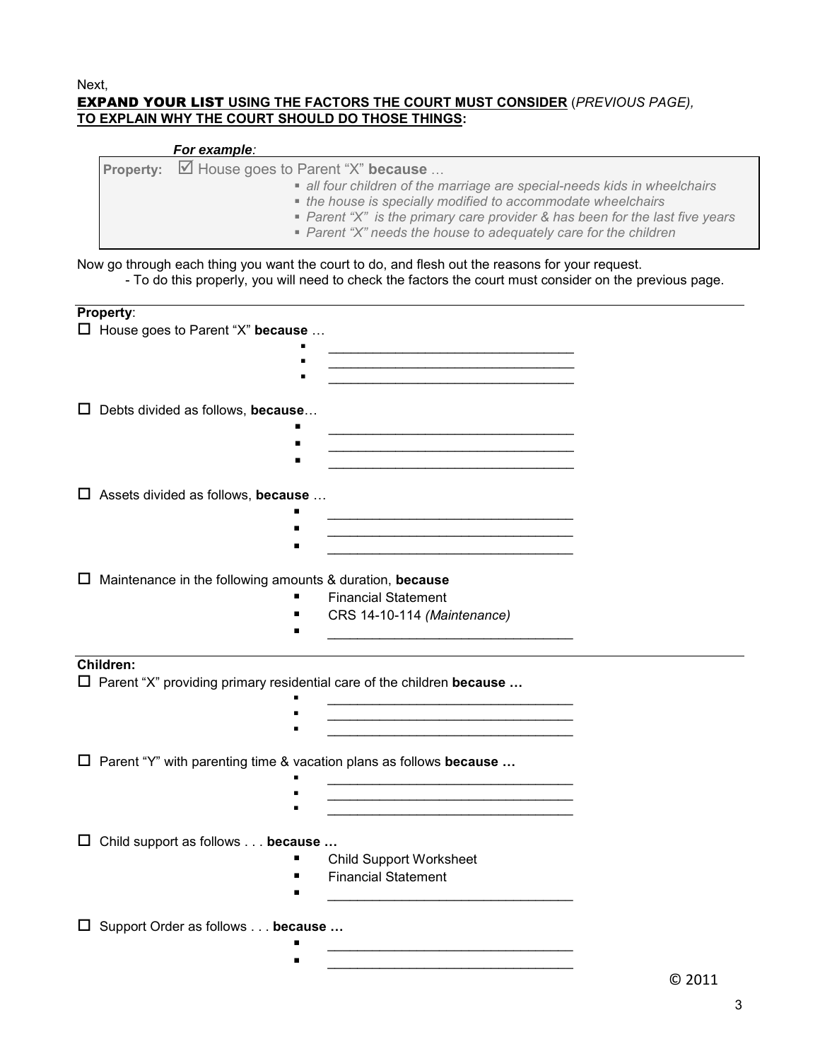Next,

**EXPAND YOUR LIST USING THE FACTORS THE COURT MUST CONSIDER** (*PREVIOUS PAGE),*
**TO EXPLAIN WHY THE COURT SHOULD DO THOSE THINGS:**

***For example:***

**Property:** ☑ House goes to Parent "X" **because** …

- *all four children of the marriage are special-needs kids in wheelchairs*
- *the house is specially modified to accommodate wheelchairs*
- *Parent "X" is the primary care provider & has been for the last five years*
- *Parent "X" needs the house to adequately care for the children*

Now go through each thing you want the court to do, and flesh out the reasons for your request.

- To do this properly, you will need to check the factors the court must consider on the previous page.

---

**Property**:

☐ House goes to Parent "X" **because** …

- ________________________________
- ________________________________
- ________________________________

☐ Debts divided as follows, **because**…

- ________________________________
- ________________________________
- ________________________________

☐ Assets divided as follows, **because** …

- ________________________________
- ________________________________
- ________________________________

☐ Maintenance in the following amounts & duration, **because**

- Financial Statement
- CRS 14-10-114 *(Maintenance)*
- ________________________________

---

**Children:**

☐ Parent "X" providing primary residential care of the children **because …**

- ________________________________
- ________________________________
- ________________________________

☐ Parent "Y" with parenting time & vacation plans as follows **because …**

- ________________________________
- ________________________________
- ________________________________

☐ Child support as follows . . . **because …**

- Child Support Worksheet
- Financial Statement
- ________________________________

☐ Support Order as follows . . . **because …**

- ________________________________
- ________________________________

© 2011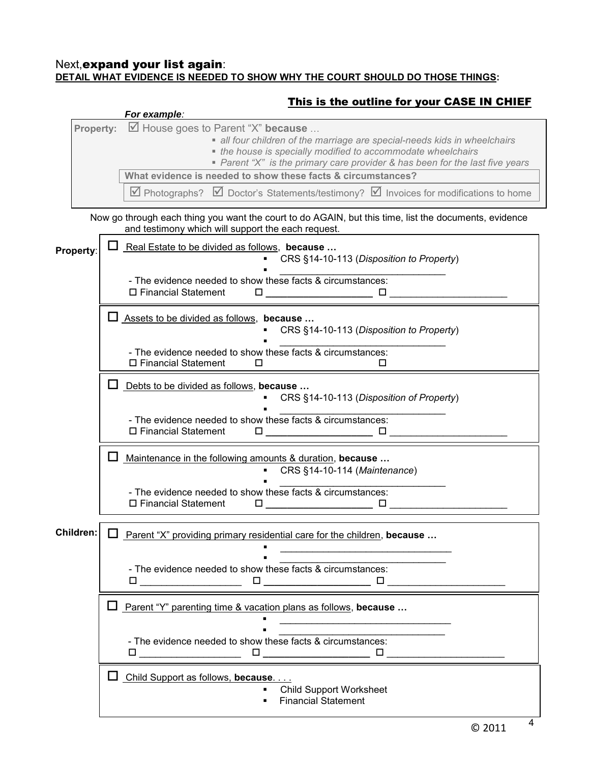Next, **expand your list again**:
**DETAIL WHAT EVIDENCE IS NEEDED TO SHOW WHY THE COURT SHOULD DO THOSE THINGS:**

## This is the outline for your CASE IN CHIEF

***For example:***

**Property:** ☑ House goes to Parent "X" **because** …

- *all four children of the marriage are special-needs kids in wheelchairs*
- *the house is specially modified to accommodate wheelchairs*
- *Parent "X" is the primary care provider & has been for the last five years*

**What evidence is needed to show these facts & circumstances?**

☑ Photographs? ☑ Doctor's Statements/testimony? ☑ Invoices for modifications to home

Now go through each thing you want the court to do AGAIN, but this time, list the documents, evidence and testimony which will support the each request.

**Property**:

☐ Real Estate to be divided as follows, **because …**

- CRS §14-10-113 (*Disposition to Property*)
- ______________________________

- The evidence needed to show these facts & circumstances:
☐ Financial Statement ☐ ____________________ ☐ ______________________

☐ Assets to be divided as follows, **because …**

- CRS §14-10-113 (*Disposition to Property*)
- ______________________________

- The evidence needed to show these facts & circumstances:
☐ Financial Statement ☐ ☐

☐ Debts to be divided as follows, **because …**

- CRS §14-10-113 (*Disposition of Property*)
- ______________________________

- The evidence needed to show these facts & circumstances:
☐ Financial Statement ☐ ____________________ ☐ ______________________

☐ Maintenance in the following amounts & duration, **because …**

- CRS §14-10-114 (*Maintenance*)
- ______________________________

- The evidence needed to show these facts & circumstances:
☐ Financial Statement ☐ ____________________ ☐ ______________________

**Children:**

☐ Parent "X" providing primary residential care for the children, **because …**

- ______________________________
- ______________________________

- The evidence needed to show these facts & circumstances:
☐ ____________________ ☐ ____________________ ☐ ______________________

☐ Parent "Y" parenting time & vacation plans as follows, **because …**

- ______________________________
- ______________________________

- The evidence needed to show these facts & circumstances:
☐ ____________________ ☐ ____________________ ☐ ______________________

☐ Child Support as follows, **because**. . . .

- Child Support Worksheet
- Financial Statement

© 2011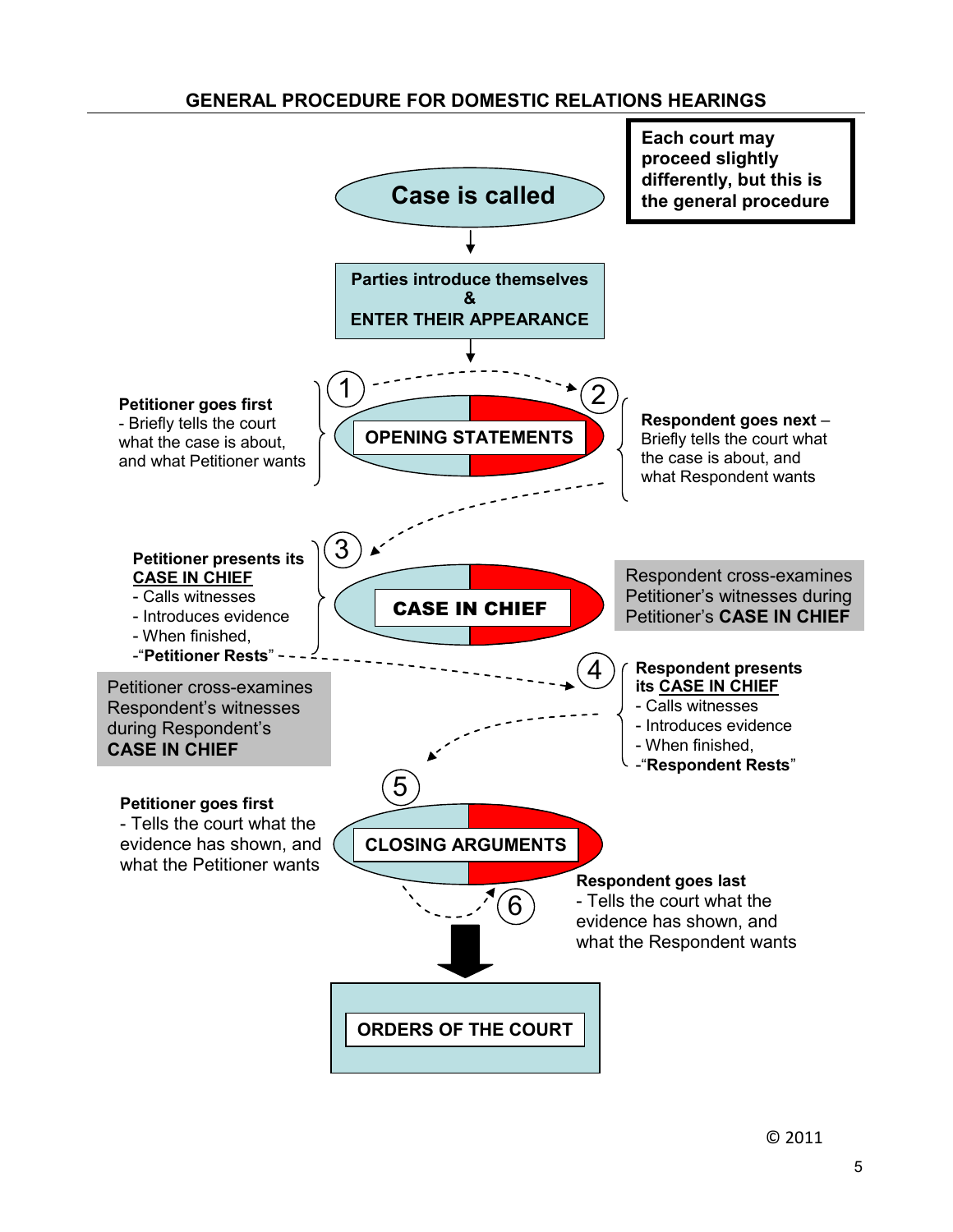# GENERAL PROCEDURE FOR DOMESTIC RELATIONS HEARINGS

**Each court may proceed slightly differently, but this is the general procedure**

**Case is called**

**Parties introduce themselves & ENTER THEIR APPEARANCE**

## OPENING STATEMENTS

1. **Petitioner goes first**
   - Briefly tells the court what the case is about, and what Petitioner wants
2. **Respondent goes next** – Briefly tells the court what the case is about, and what Respondent wants

## CASE IN CHIEF

3. **Petitioner presents its CASE IN CHIEF**
   - Calls witnesses
   - Introduces evidence
   - When finished,
   - "**Petitioner Rests**"

   Respondent cross-examines Petitioner's witnesses during Petitioner's **CASE IN CHIEF**

4. **Respondent presents its CASE IN CHIEF**
   - Calls witnesses
   - Introduces evidence
   - When finished,
   - "**Respondent Rests**"

   Petitioner cross-examines Respondent's witnesses during Respondent's **CASE IN CHIEF**

## CLOSING ARGUMENTS

5. **Petitioner goes first**
   - Tells the court what the evidence has shown, and what the Petitioner wants
6. **Respondent goes last**
   - Tells the court what the evidence has shown, and what the Respondent wants

## ORDERS OF THE COURT

© 2011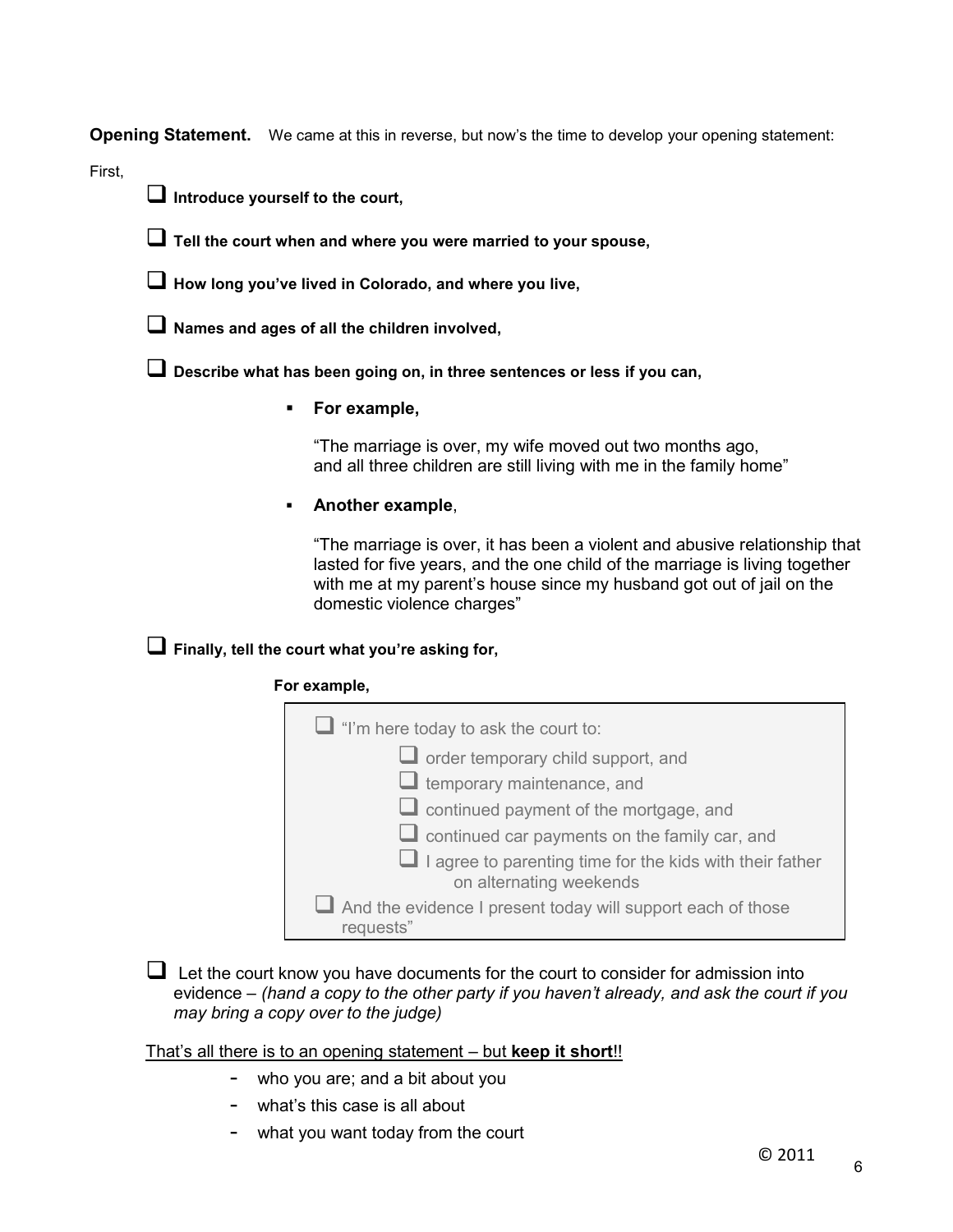**Opening Statement.** We came at this in reverse, but now's the time to develop your opening statement:

First,

- [ ] **Introduce yourself to the court,**
- [ ] **Tell the court when and where you were married to your spouse,**
- [ ] **How long you've lived in Colorado, and where you live,**
- [ ] **Names and ages of all the children involved,**
- [ ] **Describe what has been going on, in three sentences or less if you can,**
  - **For example,**

    "The marriage is over, my wife moved out two months ago, and all three children are still living with me in the family home"

  - **Another example**,

    "The marriage is over, it has been a violent and abusive relationship that lasted for five years, and the one child of the marriage is living together with me at my parent's house since my husband got out of jail on the domestic violence charges"

- [ ] **Finally, tell the court what you're asking for,**

  **For example,**

  > - [ ] "I'm here today to ask the court to:
  >   - [ ] order temporary child support, and
  >   - [ ] temporary maintenance, and
  >   - [ ] continued payment of the mortgage, and
  >   - [ ] continued car payments on the family car, and
  >   - [ ] I agree to parenting time for the kids with their father on alternating weekends
  > - [ ] And the evidence I present today will support each of those requests"

- [ ] Let the court know you have documents for the court to consider for admission into evidence – *(hand a copy to the other party if you haven't already, and ask the court if you may bring a copy over to the judge)*

<u>That's all there is to an opening statement – but **keep it short**!!</u>

- who you are; and a bit about you
- what's this case is all about
- what you want today from the court

© 2011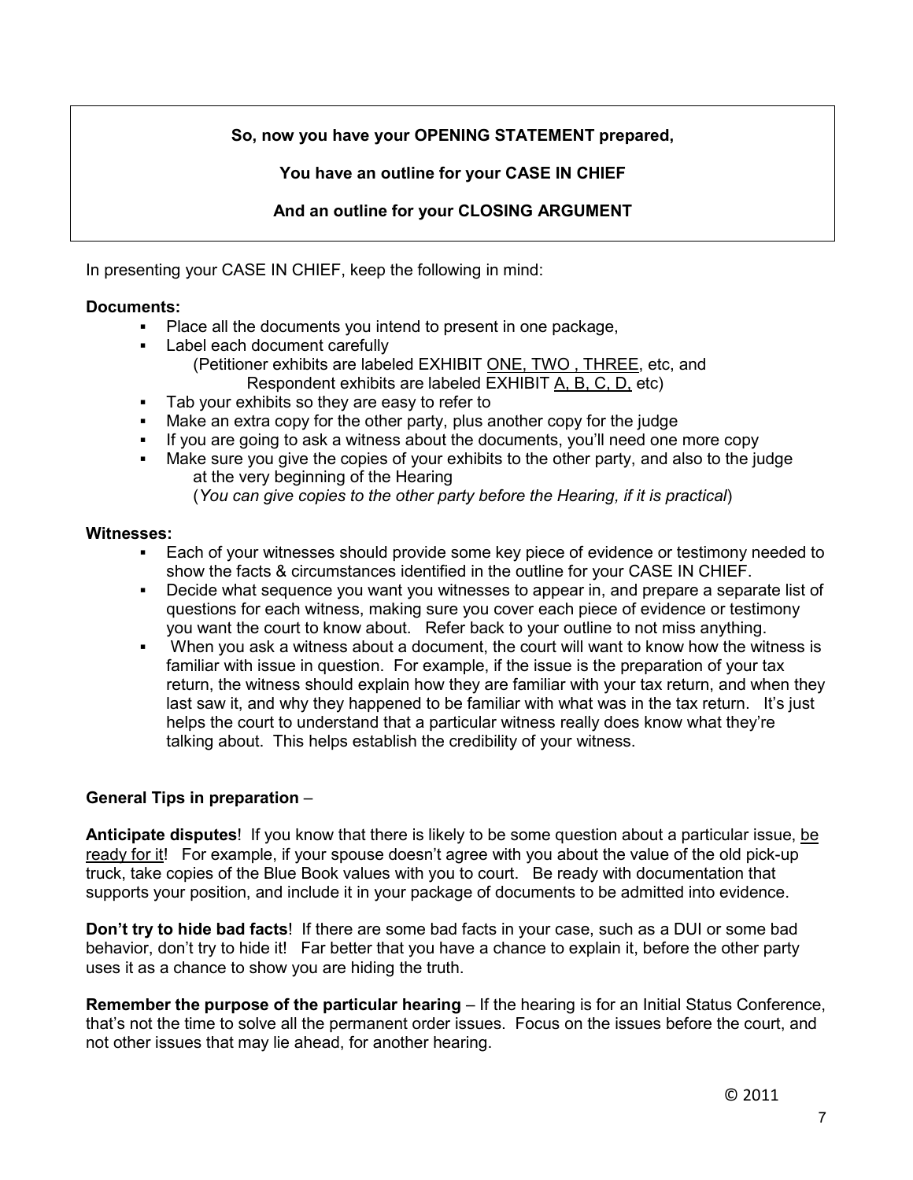**So, now you have your OPENING STATEMENT prepared,**

**You have an outline for your CASE IN CHIEF**

**And an outline for your CLOSING ARGUMENT**

In presenting your CASE IN CHIEF, keep the following in mind:

**Documents:**

- Place all the documents you intend to present in one package,
- Label each document carefully
  (Petitioner exhibits are labeled EXHIBIT <u>ONE, TWO , THREE</u>, etc, and
  Respondent exhibits are labeled EXHIBIT <u>A, B, C, D,</u> etc)
- Tab your exhibits so they are easy to refer to
- Make an extra copy for the other party, plus another copy for the judge
- If you are going to ask a witness about the documents, you'll need one more copy
- Make sure you give the copies of your exhibits to the other party, and also to the judge at the very beginning of the Hearing
  (*You can give copies to the other party before the Hearing, if it is practical*)

**Witnesses:**

- Each of your witnesses should provide some key piece of evidence or testimony needed to show the facts & circumstances identified in the outline for your CASE IN CHIEF.
- Decide what sequence you want you witnesses to appear in, and prepare a separate list of questions for each witness, making sure you cover each piece of evidence or testimony you want the court to know about. Refer back to your outline to not miss anything.
- When you ask a witness about a document, the court will want to know how the witness is familiar with issue in question. For example, if the issue is the preparation of your tax return, the witness should explain how they are familiar with your tax return, and when they last saw it, and why they happened to be familiar with what was in the tax return. It's just helps the court to understand that a particular witness really does know what they're talking about. This helps establish the credibility of your witness.

**General Tips in preparation** –

**Anticipate disputes**! If you know that there is likely to be some question about a particular issue, <u>be ready for it</u>! For example, if your spouse doesn't agree with you about the value of the old pick-up truck, take copies of the Blue Book values with you to court. Be ready with documentation that supports your position, and include it in your package of documents to be admitted into evidence.

**Don't try to hide bad facts**! If there are some bad facts in your case, such as a DUI or some bad behavior, don't try to hide it! Far better that you have a chance to explain it, before the other party uses it as a chance to show you are hiding the truth.

**Remember the purpose of the particular hearing** – If the hearing is for an Initial Status Conference, that's not the time to solve all the permanent order issues. Focus on the issues before the court, and not other issues that may lie ahead, for another hearing.

© 2011